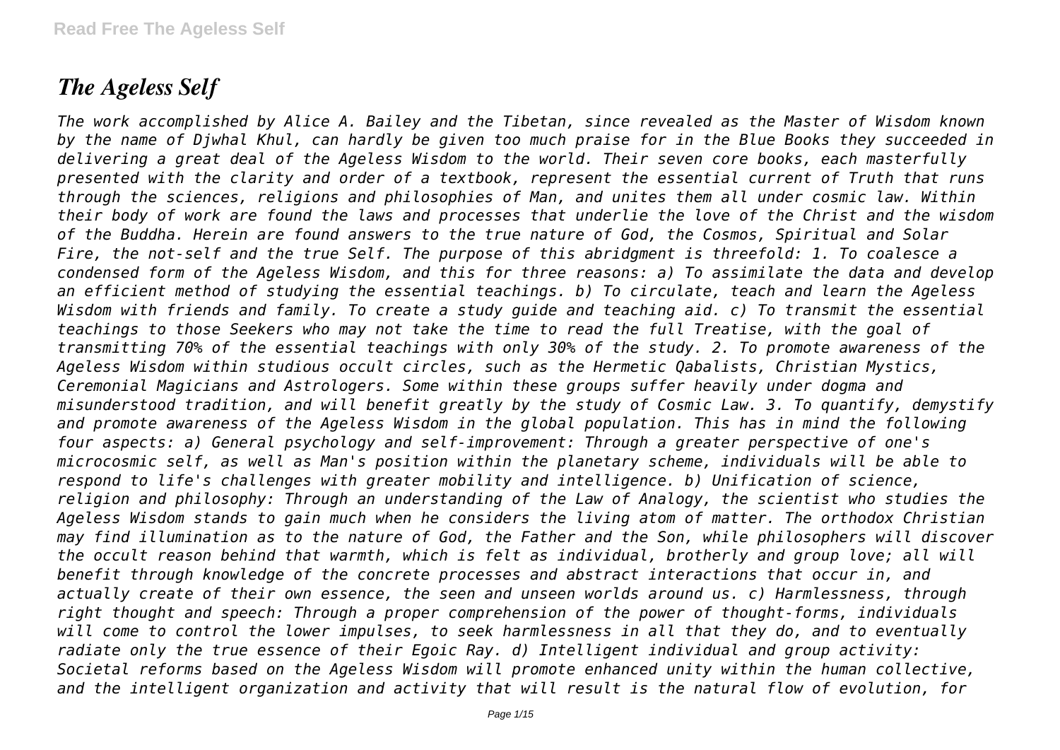# *The Ageless Self*

*The work accomplished by Alice A. Bailey and the Tibetan, since revealed as the Master of Wisdom known by the name of Djwhal Khul, can hardly be given too much praise for in the Blue Books they succeeded in delivering a great deal of the Ageless Wisdom to the world. Their seven core books, each masterfully presented with the clarity and order of a textbook, represent the essential current of Truth that runs through the sciences, religions and philosophies of Man, and unites them all under cosmic law. Within their body of work are found the laws and processes that underlie the love of the Christ and the wisdom of the Buddha. Herein are found answers to the true nature of God, the Cosmos, Spiritual and Solar Fire, the not-self and the true Self. The purpose of this abridgment is threefold: 1. To coalesce a condensed form of the Ageless Wisdom, and this for three reasons: a) To assimilate the data and develop an efficient method of studying the essential teachings. b) To circulate, teach and learn the Ageless Wisdom with friends and family. To create a study guide and teaching aid. c) To transmit the essential teachings to those Seekers who may not take the time to read the full Treatise, with the goal of transmitting 70% of the essential teachings with only 30% of the study. 2. To promote awareness of the Ageless Wisdom within studious occult circles, such as the Hermetic Qabalists, Christian Mystics, Ceremonial Magicians and Astrologers. Some within these groups suffer heavily under dogma and misunderstood tradition, and will benefit greatly by the study of Cosmic Law. 3. To quantify, demystify and promote awareness of the Ageless Wisdom in the global population. This has in mind the following four aspects: a) General psychology and self-improvement: Through a greater perspective of one's microcosmic self, as well as Man's position within the planetary scheme, individuals will be able to respond to life's challenges with greater mobility and intelligence. b) Unification of science, religion and philosophy: Through an understanding of the Law of Analogy, the scientist who studies the Ageless Wisdom stands to gain much when he considers the living atom of matter. The orthodox Christian may find illumination as to the nature of God, the Father and the Son, while philosophers will discover the occult reason behind that warmth, which is felt as individual, brotherly and group love; all will benefit through knowledge of the concrete processes and abstract interactions that occur in, and actually create of their own essence, the seen and unseen worlds around us. c) Harmlessness, through right thought and speech: Through a proper comprehension of the power of thought-forms, individuals will come to control the lower impulses, to seek harmlessness in all that they do, and to eventually radiate only the true essence of their Egoic Ray. d) Intelligent individual and group activity: Societal reforms based on the Ageless Wisdom will promote enhanced unity within the human collective, and the intelligent organization and activity that will result is the natural flow of evolution, for*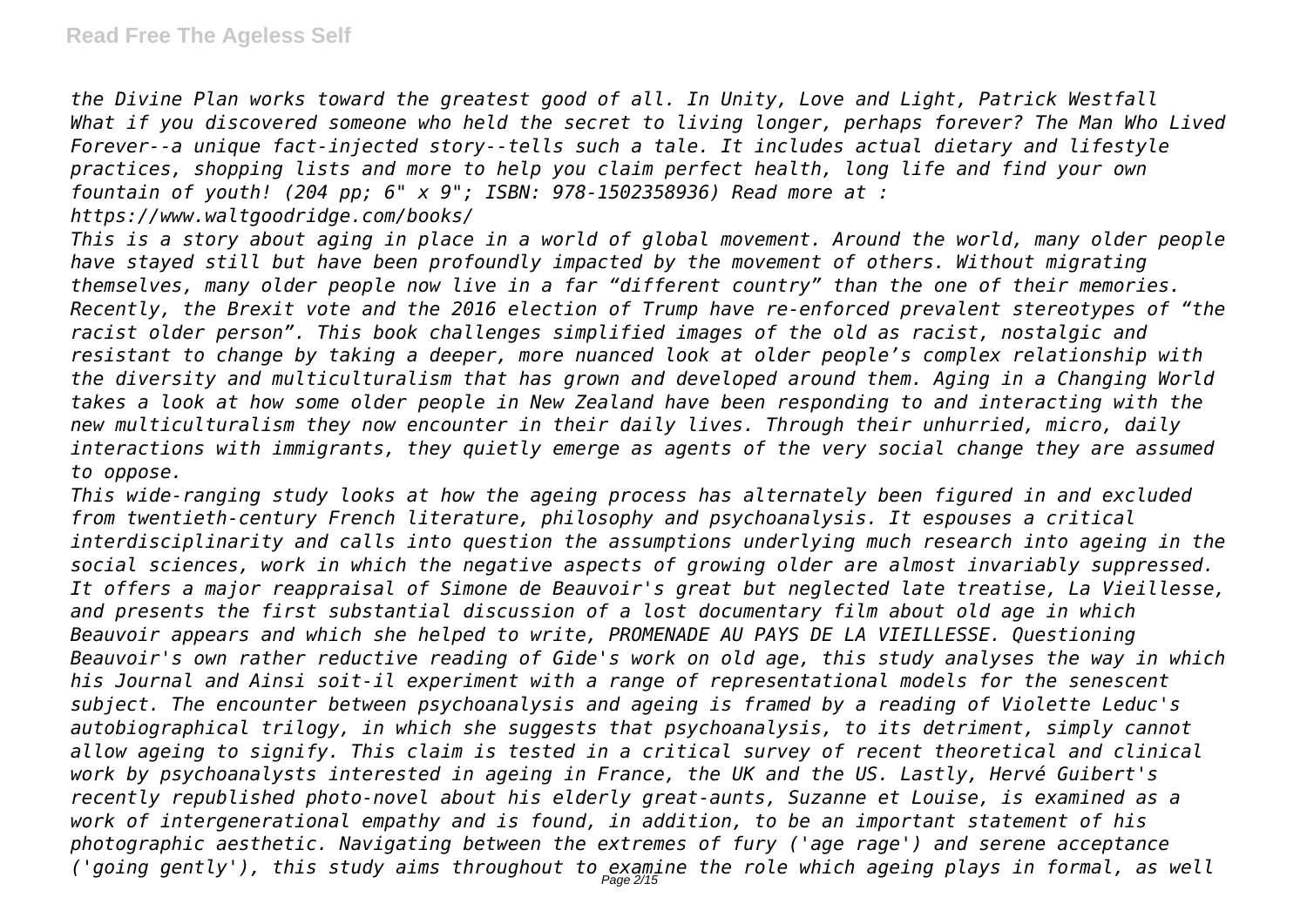*the Divine Plan works toward the greatest good of all. In Unity, Love and Light, Patrick Westfall*
*What if you discovered someone who held the secret to living longer, perhaps forever? The Man Who Lived Forever--a unique fact-injected story--tells such a tale. It includes actual dietary and lifestyle practices, shopping lists and more to help you claim perfect health, long life and find your own fountain of youth! (204 pp; 6" x 9"; ISBN: 978-1502358936) Read more at : https://www.waltgoodridge.com/books/*

*This is a story about aging in place in a world of global movement. Around the world, many older people have stayed still but have been profoundly impacted by the movement of others. Without migrating themselves, many older people now live in a far "different country" than the one of their memories. Recently, the Brexit vote and the 2016 election of Trump have re-enforced prevalent stereotypes of "the racist older person". This book challenges simplified images of the old as racist, nostalgic and resistant to change by taking a deeper, more nuanced look at older people's complex relationship with the diversity and multiculturalism that has grown and developed around them. Aging in a Changing World takes a look at how some older people in New Zealand have been responding to and interacting with the new multiculturalism they now encounter in their daily lives. Through their unhurried, micro, daily interactions with immigrants, they quietly emerge as agents of the very social change they are assumed to oppose.*

*This wide-ranging study looks at how the ageing process has alternately been figured in and excluded from twentieth-century French literature, philosophy and psychoanalysis. It espouses a critical interdisciplinarity and calls into question the assumptions underlying much research into ageing in the social sciences, work in which the negative aspects of growing older are almost invariably suppressed. It offers a major reappraisal of Simone de Beauvoir's great but neglected late treatise, La Vieillesse, and presents the first substantial discussion of a lost documentary film about old age in which Beauvoir appears and which she helped to write, PROMENADE AU PAYS DE LA VIEILLESSE. Questioning Beauvoir's own rather reductive reading of Gide's work on old age, this study analyses the way in which his Journal and Ainsi soit-il experiment with a range of representational models for the senescent subject. The encounter between psychoanalysis and ageing is framed by a reading of Violette Leduc's autobiographical trilogy, in which she suggests that psychoanalysis, to its detriment, simply cannot allow ageing to signify. This claim is tested in a critical survey of recent theoretical and clinical work by psychoanalysts interested in ageing in France, the UK and the US. Lastly, Hervé Guibert's recently republished photo-novel about his elderly great-aunts, Suzanne et Louise, is examined as a work of intergenerational empathy and is found, in addition, to be an important statement of his photographic aesthetic. Navigating between the extremes of fury ('age rage') and serene acceptance ('going gently'), this study aims throughout to examine the role which ageing plays in formal, as well*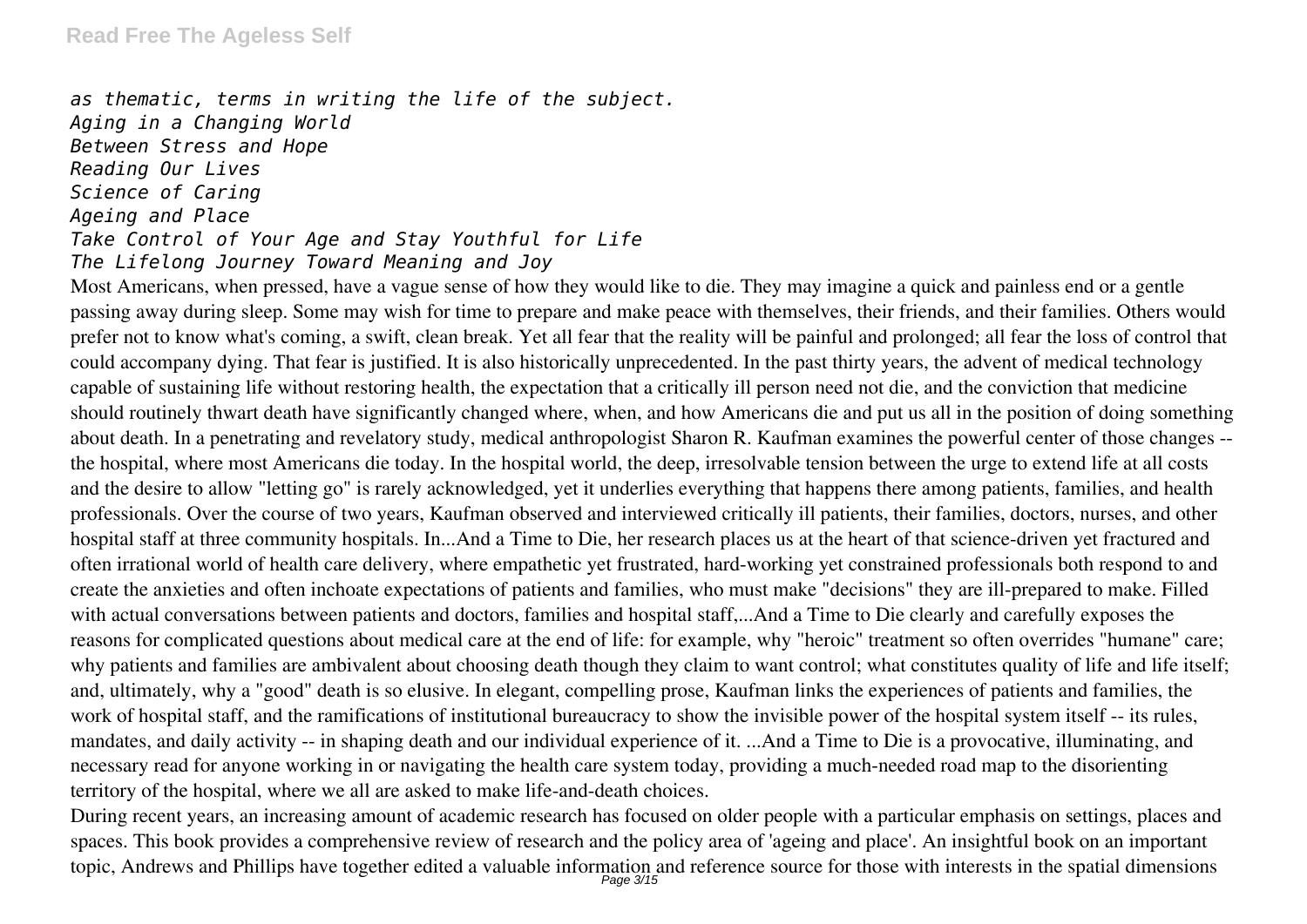*as thematic, terms in writing the life of the subject.*
*Aging in a Changing World*
*Between Stress and Hope*
*Reading Our Lives*
*Science of Caring*
*Ageing and Place*
*Take Control of Your Age and Stay Youthful for Life*
*The Lifelong Journey Toward Meaning and Joy*

Most Americans, when pressed, have a vague sense of how they would like to die. They may imagine a quick and painless end or a gentle passing away during sleep. Some may wish for time to prepare and make peace with themselves, their friends, and their families. Others would prefer not to know what's coming, a swift, clean break. Yet all fear that the reality will be painful and prolonged; all fear the loss of control that could accompany dying. That fear is justified. It is also historically unprecedented. In the past thirty years, the advent of medical technology capable of sustaining life without restoring health, the expectation that a critically ill person need not die, and the conviction that medicine should routinely thwart death have significantly changed where, when, and how Americans die and put us all in the position of doing something about death. In a penetrating and revelatory study, medical anthropologist Sharon R. Kaufman examines the powerful center of those changes -- the hospital, where most Americans die today. In the hospital world, the deep, irresolvable tension between the urge to extend life at all costs and the desire to allow "letting go" is rarely acknowledged, yet it underlies everything that happens there among patients, families, and health professionals. Over the course of two years, Kaufman observed and interviewed critically ill patients, their families, doctors, nurses, and other hospital staff at three community hospitals. In...And a Time to Die, her research places us at the heart of that science-driven yet fractured and often irrational world of health care delivery, where empathetic yet frustrated, hard-working yet constrained professionals both respond to and create the anxieties and often inchoate expectations of patients and families, who must make "decisions" they are ill-prepared to make. Filled with actual conversations between patients and doctors, families and hospital staff,...And a Time to Die clearly and carefully exposes the reasons for complicated questions about medical care at the end of life: for example, why "heroic" treatment so often overrides "humane" care; why patients and families are ambivalent about choosing death though they claim to want control; what constitutes quality of life and life itself; and, ultimately, why a "good" death is so elusive. In elegant, compelling prose, Kaufman links the experiences of patients and families, the work of hospital staff, and the ramifications of institutional bureaucracy to show the invisible power of the hospital system itself -- its rules, mandates, and daily activity -- in shaping death and our individual experience of it. ...And a Time to Die is a provocative, illuminating, and necessary read for anyone working in or navigating the health care system today, providing a much-needed road map to the disorienting territory of the hospital, where we all are asked to make life-and-death choices.

During recent years, an increasing amount of academic research has focused on older people with a particular emphasis on settings, places and spaces. This book provides a comprehensive review of research and the policy area of 'ageing and place'. An insightful book on an important topic, Andrews and Phillips have together edited a valuable information and reference source for those with interests in the spatial dimensions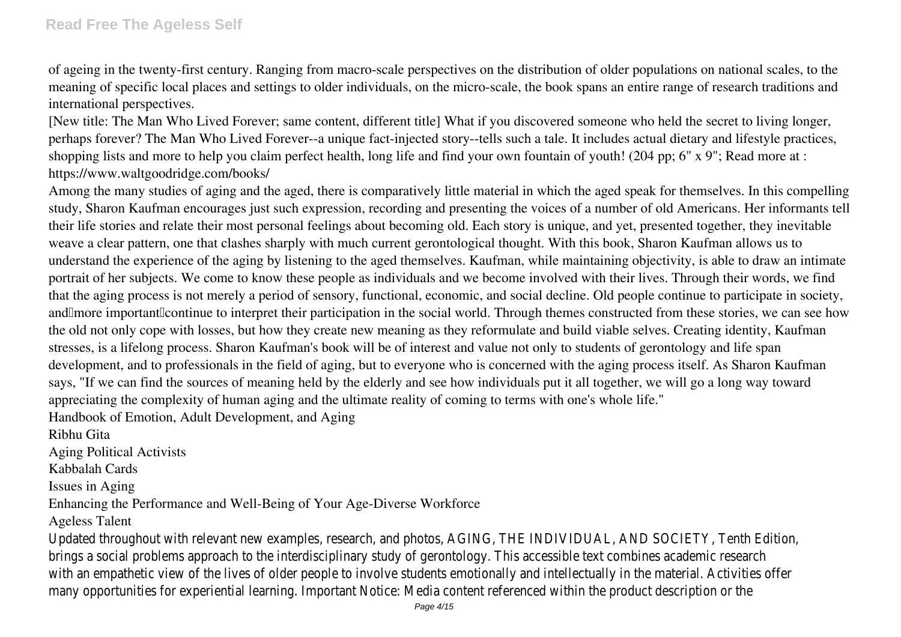of ageing in the twenty-first century. Ranging from macro-scale perspectives on the distribution of older populations on national scales, to the meaning of specific local places and settings to older individuals, on the micro-scale, the book spans an entire range of research traditions and international perspectives.

[New title: The Man Who Lived Forever; same content, different title] What if you discovered someone who held the secret to living longer, perhaps forever? The Man Who Lived Forever--a unique fact-injected story--tells such a tale. It includes actual dietary and lifestyle practices, shopping lists and more to help you claim perfect health, long life and find your own fountain of youth! (204 pp; 6" x 9"; Read more at : https://www.waltgoodridge.com/books/

Among the many studies of aging and the aged, there is comparatively little material in which the aged speak for themselves. In this compelling study, Sharon Kaufman encourages just such expression, recording and presenting the voices of a number of old Americans. Her informants tell their life stories and relate their most personal feelings about becoming old. Each story is unique, and yet, presented together, they inevitable weave a clear pattern, one that clashes sharply with much current gerontological thought. With this book, Sharon Kaufman allows us to understand the experience of the aging by listening to the aged themselves. Kaufman, while maintaining objectivity, is able to draw an intimate portrait of her subjects. We come to know these people as individuals and we become involved with their lives. Through their words, we find that the aging process is not merely a period of sensory, functional, economic, and social decline. Old people continue to participate in society, and—more important—continue to interpret their participation in the social world. Through themes constructed from these stories, we can see how the old not only cope with losses, but how they create new meaning as they reformulate and build viable selves. Creating identity, Kaufman stresses, is a lifelong process. Sharon Kaufman's book will be of interest and value not only to students of gerontology and life span development, and to professionals in the field of aging, but to everyone who is concerned with the aging process itself. As Sharon Kaufman says, "If we can find the sources of meaning held by the elderly and see how individuals put it all together, we will go a long way toward appreciating the complexity of human aging and the ultimate reality of coming to terms with one's whole life."

Handbook of Emotion, Adult Development, and Aging

Ribhu Gita

Aging Political Activists

Kabbalah Cards

Issues in Aging

Enhancing the Performance and Well-Being of Your Age-Diverse Workforce

Ageless Talent

Updated throughout with relevant new examples, research, and photos, AGING, THE INDIVIDUAL, AND SOCIETY, Tenth Edition, brings a social problems approach to the interdisciplinary study of gerontology. This accessible text combines academic research with an empathetic view of the lives of older people to involve students emotionally and intellectually in the material. Activities offer many opportunities for experiential learning. Important Notice: Media content referenced within the product description or the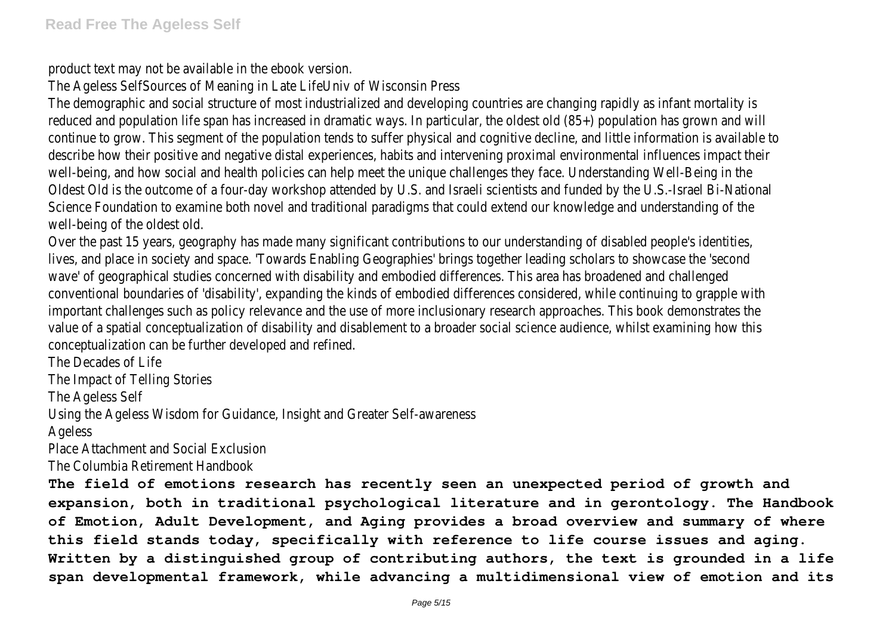product text may not be available in the ebook version.

The Ageless SelfSources of Meaning in Late LifeUniv of Wisconsin Press

The demographic and social structure of most industrialized and developing countries are changing rapidly as infant mortality is reduced and population life span has increased in dramatic ways. In particular, the oldest old (85+) population has grown and will continue to grow. This segment of the population tends to suffer physical and cognitive decline, and little information is available to describe how their positive and negative distal experiences, habits and intervening proximal environmental influences impact their well-being, and how social and health policies can help meet the unique challenges they face. Understanding Well-Being in the Oldest Old is the outcome of a four-day workshop attended by U.S. and Israeli scientists and funded by the U.S.-Israel Bi-National Science Foundation to examine both novel and traditional paradigms that could extend our knowledge and understanding of the well-being of the oldest old.

Over the past 15 years, geography has made many significant contributions to our understanding of disabled people's identities, lives, and place in society and space. 'Towards Enabling Geographies' brings together leading scholars to showcase the 'second wave' of geographical studies concerned with disability and embodied differences. This area has broadened and challenged conventional boundaries of 'disability', expanding the kinds of embodied differences considered, while continuing to grapple with important challenges such as policy relevance and the use of more inclusionary research approaches. This book demonstrates the value of a spatial conceptualization of disability and disablement to a broader social science audience, whilst examining how this conceptualization can be further developed and refined.

The Decades of Life

The Impact of Telling Stories

The Ageless Self

Using the Ageless Wisdom for Guidance, Insight and Greater Self-awareness

Ageless

Place Attachment and Social Exclusion

The Columbia Retirement Handbook

**The field of emotions research has recently seen an unexpected period of growth and expansion, both in traditional psychological literature and in gerontology. The Handbook of Emotion, Adult Development, and Aging provides a broad overview and summary of where this field stands today, specifically with reference to life course issues and aging. Written by a distinguished group of contributing authors, the text is grounded in a life span developmental framework, while advancing a multidimensional view of emotion and its**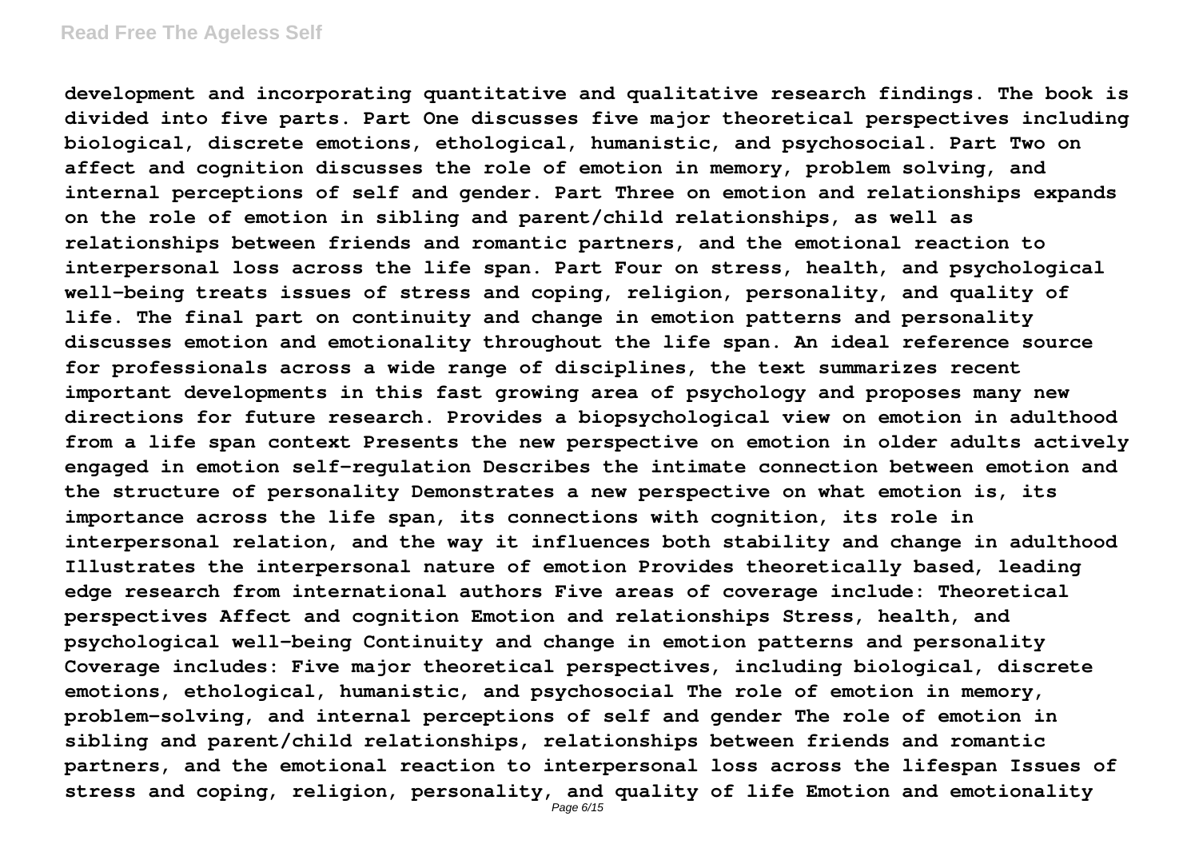**development and incorporating quantitative and qualitative research findings. The book is divided into five parts. Part One discusses five major theoretical perspectives including biological, discrete emotions, ethological, humanistic, and psychosocial. Part Two on affect and cognition discusses the role of emotion in memory, problem solving, and internal perceptions of self and gender. Part Three on emotion and relationships expands on the role of emotion in sibling and parent/child relationships, as well as relationships between friends and romantic partners, and the emotional reaction to interpersonal loss across the life span. Part Four on stress, health, and psychological well-being treats issues of stress and coping, religion, personality, and quality of life. The final part on continuity and change in emotion patterns and personality discusses emotion and emotionality throughout the life span. An ideal reference source for professionals across a wide range of disciplines, the text summarizes recent important developments in this fast growing area of psychology and proposes many new directions for future research. Provides a biopsychological view on emotion in adulthood from a life span context Presents the new perspective on emotion in older adults actively engaged in emotion self-regulation Describes the intimate connection between emotion and the structure of personality Demonstrates a new perspective on what emotion is, its importance across the life span, its connections with cognition, its role in interpersonal relation, and the way it influences both stability and change in adulthood Illustrates the interpersonal nature of emotion Provides theoretically based, leading edge research from international authors Five areas of coverage include: Theoretical perspectives Affect and cognition Emotion and relationships Stress, health, and psychological well-being Continuity and change in emotion patterns and personality Coverage includes: Five major theoretical perspectives, including biological, discrete emotions, ethological, humanistic, and psychosocial The role of emotion in memory, problem-solving, and internal perceptions of self and gender The role of emotion in sibling and parent/child relationships, relationships between friends and romantic partners, and the emotional reaction to interpersonal loss across the lifespan Issues of stress and coping, religion, personality, and quality of life Emotion and emotionality**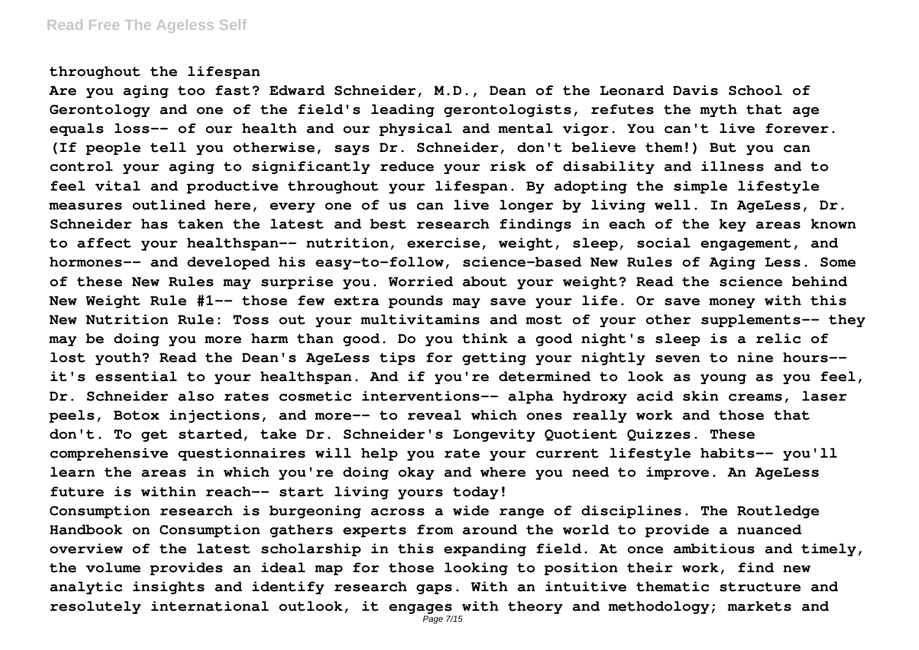**throughout the lifespan**

**Are you aging too fast? Edward Schneider, M.D., Dean of the Leonard Davis School of Gerontology and one of the field's leading gerontologists, refutes the myth that age equals loss-- of our health and our physical and mental vigor. You can't live forever. (If people tell you otherwise, says Dr. Schneider, don't believe them!) But you can control your aging to significantly reduce your risk of disability and illness and to feel vital and productive throughout your lifespan. By adopting the simple lifestyle measures outlined here, every one of us can live longer by living well. In AgeLess, Dr. Schneider has taken the latest and best research findings in each of the key areas known to affect your healthspan-- nutrition, exercise, weight, sleep, social engagement, and hormones-- and developed his easy-to-follow, science-based New Rules of Aging Less. Some of these New Rules may surprise you. Worried about your weight? Read the science behind New Weight Rule #1-- those few extra pounds may save your life. Or save money with this New Nutrition Rule: Toss out your multivitamins and most of your other supplements-- they may be doing you more harm than good. Do you think a good night's sleep is a relic of lost youth? Read the Dean's AgeLess tips for getting your nightly seven to nine hours-- it's essential to your healthspan. And if you're determined to look as young as you feel, Dr. Schneider also rates cosmetic interventions-- alpha hydroxy acid skin creams, laser peels, Botox injections, and more-- to reveal which ones really work and those that don't. To get started, take Dr. Schneider's Longevity Quotient Quizzes. These comprehensive questionnaires will help you rate your current lifestyle habits-- you'll learn the areas in which you're doing okay and where you need to improve. An AgeLess future is within reach-- start living yours today!**

**Consumption research is burgeoning across a wide range of disciplines. The Routledge Handbook on Consumption gathers experts from around the world to provide a nuanced overview of the latest scholarship in this expanding field. At once ambitious and timely, the volume provides an ideal map for those looking to position their work, find new analytic insights and identify research gaps. With an intuitive thematic structure and resolutely international outlook, it engages with theory and methodology; markets and**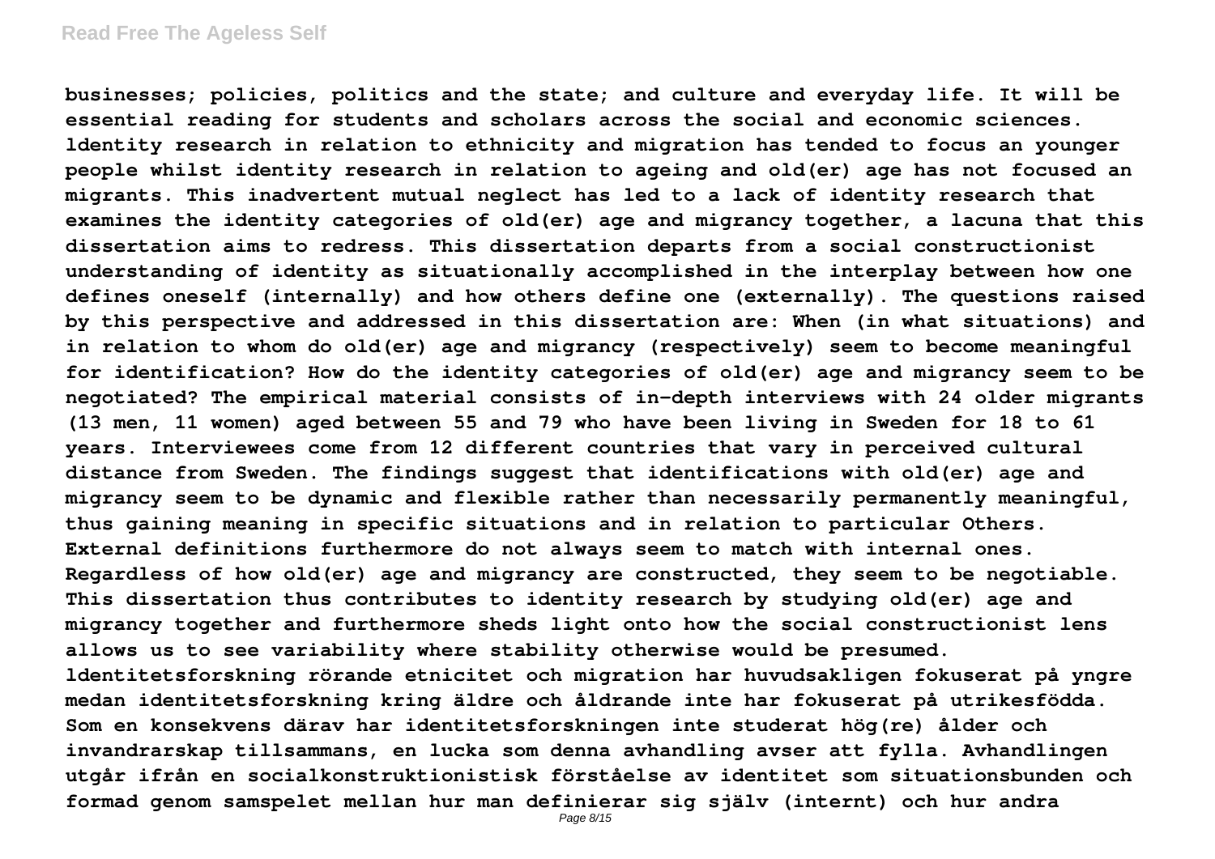businesses; policies, politics and the state; and culture and everyday life. It will be essential reading for students and scholars across the social and economic sciences.

ldentity research in relation to ethnicity and migration has tended to focus an younger people whilst identity research in relation to ageing and old(er) age has not focused an migrants. This inadvertent mutual neglect has led to a lack of identity research that examines the identity categories of old(er) age and migrancy together, a lacuna that this dissertation aims to redress. This dissertation departs from a social constructionist understanding of identity as situationally accomplished in the interplay between how one defines oneself (internally) and how others define one (externally). The questions raised by this perspective and addressed in this dissertation are: When (in what situations) and in relation to whom do old(er) age and migrancy (respectively) seem to become meaningful for identification? How do the identity categories of old(er) age and migrancy seem to be negotiated? The empirical material consists of in-depth interviews with 24 older migrants (13 men, 11 women) aged between 55 and 79 who have been living in Sweden for 18 to 61 years. Interviewees come from 12 different countries that vary in perceived cultural distance from Sweden. The findings suggest that identifications with old(er) age and migrancy seem to be dynamic and flexible rather than necessarily permanently meaningful, thus gaining meaning in specific situations and in relation to particular Others. External definitions furthermore do not always seem to match with internal ones. Regardless of how old(er) age and migrancy are constructed, they seem to be negotiable. This dissertation thus contributes to identity research by studying old(er) age and migrancy together and furthermore sheds light onto how the social constructionist lens allows us to see variability where stability otherwise would be presumed.

ldentitetsforskning rörande etnicitet och migration har huvudsakligen fokuserat på yngre medan identitetsforskning kring äldre och åldrande inte har fokuserat på utrikesfödda. Som en konsekvens därav har identitetsforskningen inte studerat hög(re) ålder och invandrarskap tillsammans, en lucka som denna avhandling avser att fylla. Avhandlingen utgår ifrån en socialkonstruktionistisk förståelse av identitet som situationsbunden och formad genom samspelet mellan hur man definierar sig själv (internt) och hur andra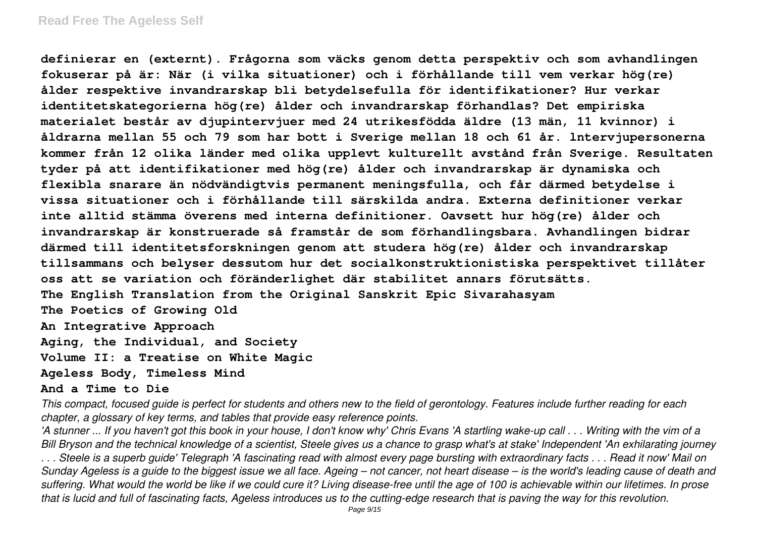**definierar en (externt). Frågorna som väcks genom detta perspektiv och som avhandlingen fokuserar på är: När (i vilka situationer) och i förhållande till vem verkar hög(re) ålder respektive invandrarskap bli betydelsefulla för identifikationer? Hur verkar identitetskategorierna hög(re) ålder och invandrarskap förhandlas? Det empiriska materialet består av djupintervjuer med 24 utrikesfödda äldre (13 män, 11 kvinnor) i åldrarna mellan 55 och 79 som har bott i Sverige mellan 18 och 61 år. lntervjupersonerna kommer från 12 olika länder med olika upplevt kulturellt avstånd från Sverige. Resultaten tyder på att identifikationer med hög(re) ålder och invandrarskap är dynamiska och flexibla snarare än nödvändigtvis permanent meningsfulla, och får därmed betydelse i vissa situationer och i förhållande till särskilda andra. Externa definitioner verkar inte alltid stämma överens med interna definitioner. Oavsett hur hög(re) ålder och invandrarskap är konstruerade så framstår de som förhandlingsbara. Avhandlingen bidrar därmed till identitetsforskningen genom att studera hög(re) ålder och invandrarskap tillsammans och belyser dessutom hur det socialkonstruktionistiska perspektivet tillåter oss att se variation och föränderlighet där stabilitet annars förutsätts.**

**The English Translation from the Original Sanskrit Epic Sivarahasyam**

**The Poetics of Growing Old**

**An Integrative Approach**

**Aging, the Individual, and Society**

**Volume II: a Treatise on White Magic**

**Ageless Body, Timeless Mind**

**And a Time to Die**

*This compact, focused guide is perfect for students and others new to the field of gerontology. Features include further reading for each chapter, a glossary of key terms, and tables that provide easy reference points.*

*'A stunner ... If you haven't got this book in your house, I don't know why' Chris Evans 'A startling wake-up call . . . Writing with the vim of a Bill Bryson and the technical knowledge of a scientist, Steele gives us a chance to grasp what's at stake' Independent 'An exhilarating journey . . . Steele is a superb guide' Telegraph 'A fascinating read with almost every page bursting with extraordinary facts . . . Read it now' Mail on Sunday Ageless is a guide to the biggest issue we all face. Ageing – not cancer, not heart disease – is the world's leading cause of death and suffering. What would the world be like if we could cure it? Living disease-free until the age of 100 is achievable within our lifetimes. In prose that is lucid and full of fascinating facts, Ageless introduces us to the cutting-edge research that is paving the way for this revolution.*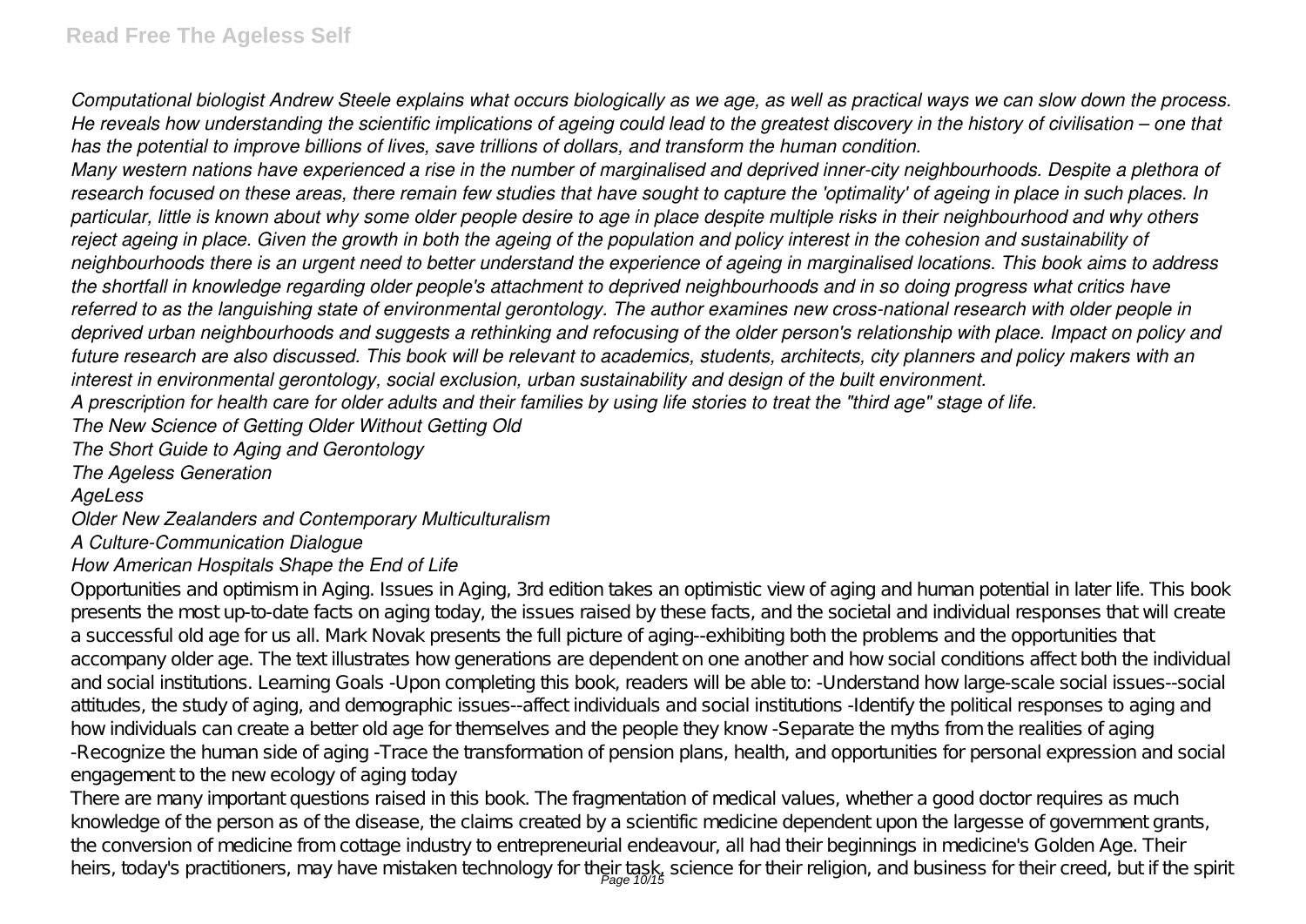*Computational biologist Andrew Steele explains what occurs biologically as we age, as well as practical ways we can slow down the process. He reveals how understanding the scientific implications of ageing could lead to the greatest discovery in the history of civilisation – one that has the potential to improve billions of lives, save trillions of dollars, and transform the human condition.*

*Many western nations have experienced a rise in the number of marginalised and deprived inner-city neighbourhoods. Despite a plethora of research focused on these areas, there remain few studies that have sought to capture the 'optimality' of ageing in place in such places. In particular, little is known about why some older people desire to age in place despite multiple risks in their neighbourhood and why others reject ageing in place. Given the growth in both the ageing of the population and policy interest in the cohesion and sustainability of neighbourhoods there is an urgent need to better understand the experience of ageing in marginalised locations. This book aims to address the shortfall in knowledge regarding older people's attachment to deprived neighbourhoods and in so doing progress what critics have referred to as the languishing state of environmental gerontology. The author examines new cross-national research with older people in deprived urban neighbourhoods and suggests a rethinking and refocusing of the older person's relationship with place. Impact on policy and future research are also discussed. This book will be relevant to academics, students, architects, city planners and policy makers with an interest in environmental gerontology, social exclusion, urban sustainability and design of the built environment.*

*A prescription for health care for older adults and their families by using life stories to treat the "third age" stage of life.*

*The New Science of Getting Older Without Getting Old*

*The Short Guide to Aging and Gerontology*

*The Ageless Generation*

*AgeLess*

*Older New Zealanders and Contemporary Multiculturalism*

*A Culture-Communication Dialogue*

*How American Hospitals Shape the End of Life*

Opportunities and optimism in Aging. Issues in Aging, 3rd edition takes an optimistic view of aging and human potential in later life. This book presents the most up-to-date facts on aging today, the issues raised by these facts, and the societal and individual responses that will create a successful old age for us all. Mark Novak presents the full picture of aging--exhibiting both the problems and the opportunities that accompany older age. The text illustrates how generations are dependent on one another and how social conditions affect both the individual and social institutions. Learning Goals -Upon completing this book, readers will be able to: -Understand how large-scale social issues--social attitudes, the study of aging, and demographic issues--affect individuals and social institutions -Identify the political responses to aging and how individuals can create a better old age for themselves and the people they know -Separate the myths from the realities of aging -Recognize the human side of aging -Trace the transformation of pension plans, health, and opportunities for personal expression and social engagement to the new ecology of aging today

There are many important questions raised in this book. The fragmentation of medical values, whether a good doctor requires as much knowledge of the person as of the disease, the claims created by a scientific medicine dependent upon the largesse of government grants, the conversion of medicine from cottage industry to entrepreneurial endeavour, all had their beginnings in medicine's Golden Age. Their heirs, today's practitioners, may have mistaken technology for their task, science for their religion, and business for their creed, but if the spirit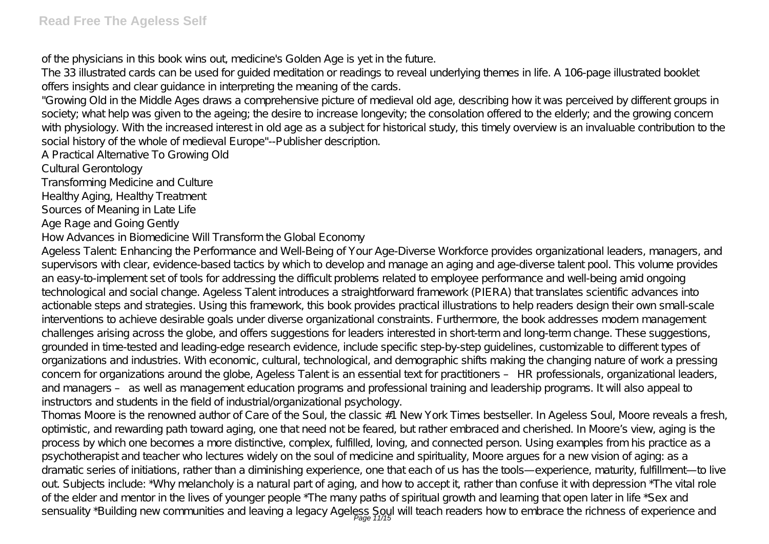of the physicians in this book wins out, medicine's Golden Age is yet in the future.

The 33 illustrated cards can be used for guided meditation or readings to reveal underlying themes in life. A 106-page illustrated booklet offers insights and clear guidance in interpreting the meaning of the cards.

"Growing Old in the Middle Ages draws a comprehensive picture of medieval old age, describing how it was perceived by different groups in society; what help was given to the ageing; the desire to increase longevity; the consolation offered to the elderly; and the growing concern with physiology. With the increased interest in old age as a subject for historical study, this timely overview is an invaluable contribution to the social history of the whole of medieval Europe"--Publisher description.

A Practical Alternative To Growing Old

Cultural Gerontology

Transforming Medicine and Culture

Healthy Aging, Healthy Treatment

Sources of Meaning in Late Life

Age Rage and Going Gently

How Advances in Biomedicine Will Transform the Global Economy

Ageless Talent: Enhancing the Performance and Well-Being of Your Age-Diverse Workforce provides organizational leaders, managers, and supervisors with clear, evidence-based tactics by which to develop and manage an aging and age-diverse talent pool. This volume provides an easy-to-implement set of tools for addressing the difficult problems related to employee performance and well-being amid ongoing technological and social change. Ageless Talent introduces a straightforward framework (PIERA) that translates scientific advances into actionable steps and strategies. Using this framework, this book provides practical illustrations to help readers design their own small-scale interventions to achieve desirable goals under diverse organizational constraints. Furthermore, the book addresses modern management challenges arising across the globe, and offers suggestions for leaders interested in short-term and long-term change. These suggestions, grounded in time-tested and leading-edge research evidence, include specific step-by-step guidelines, customizable to different types of organizations and industries. With economic, cultural, technological, and demographic shifts making the changing nature of work a pressing concern for organizations around the globe, Ageless Talent is an essential text for practitioners – HR professionals, organizational leaders, and managers – as well as management education programs and professional training and leadership programs. It will also appeal to instructors and students in the field of industrial/organizational psychology.

Thomas Moore is the renowned author of Care of the Soul, the classic #1 New York Times bestseller. In Ageless Soul, Moore reveals a fresh, optimistic, and rewarding path toward aging, one that need not be feared, but rather embraced and cherished. In Moore's view, aging is the process by which one becomes a more distinctive, complex, fulfilled, loving, and connected person. Using examples from his practice as a psychotherapist and teacher who lectures widely on the soul of medicine and spirituality, Moore argues for a new vision of aging: as a dramatic series of initiations, rather than a diminishing experience, one that each of us has the tools—experience, maturity, fulfillment—to live out. Subjects include: *Why melancholy is a natural part of aging, and how to accept it, rather than confuse it with depression *The vital role of the elder and mentor in the lives of younger people *The many paths of spiritual growth and learning that open later in life *Sex and sensuality *Building new communities and leaving a legacy Ageless Soul will teach readers how to embrace the richness of experience and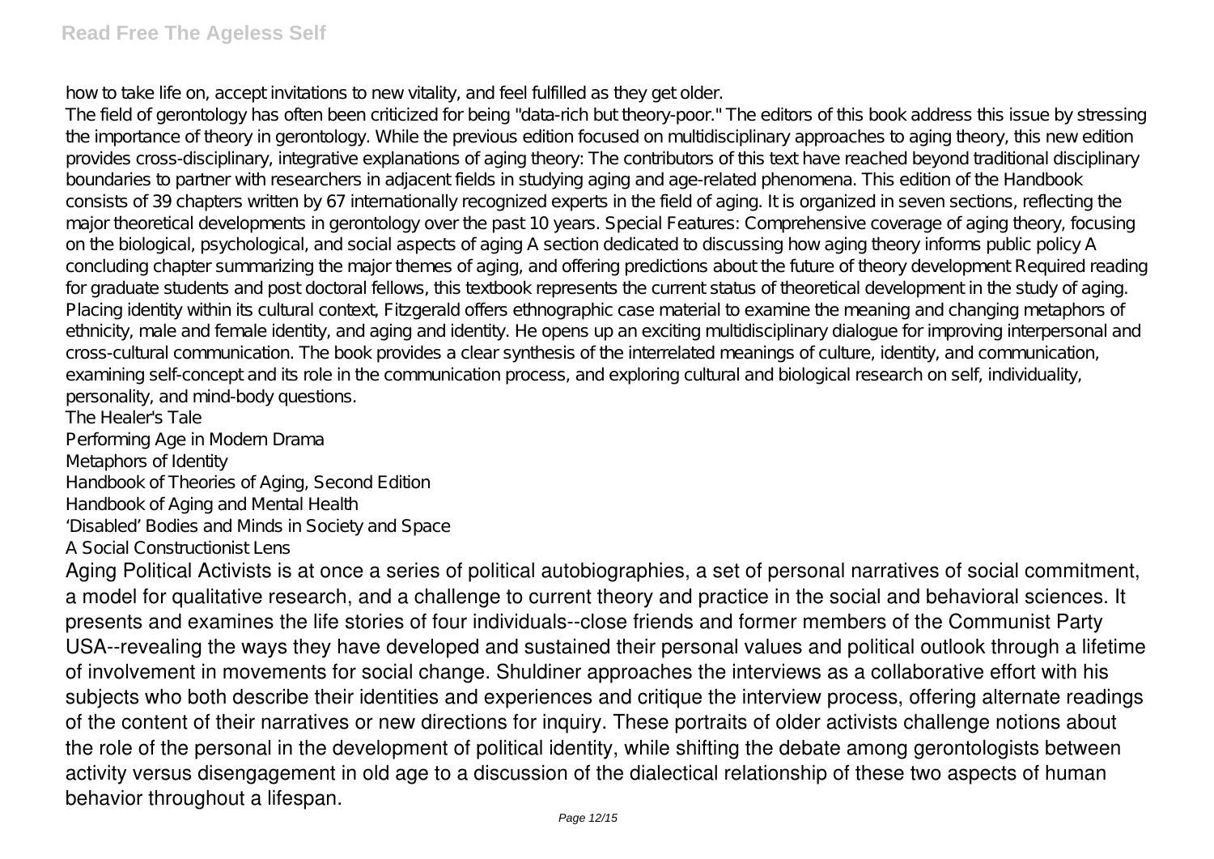how to take life on, accept invitations to new vitality, and feel fulfilled as they get older.

The field of gerontology has often been criticized for being "data-rich but theory-poor." The editors of this book address this issue by stressing the importance of theory in gerontology. While the previous edition focused on multidisciplinary approaches to aging theory, this new edition provides cross-disciplinary, integrative explanations of aging theory: The contributors of this text have reached beyond traditional disciplinary boundaries to partner with researchers in adjacent fields in studying aging and age-related phenomena. This edition of the Handbook consists of 39 chapters written by 67 internationally recognized experts in the field of aging. It is organized in seven sections, reflecting the major theoretical developments in gerontology over the past 10 years. Special Features: Comprehensive coverage of aging theory, focusing on the biological, psychological, and social aspects of aging A section dedicated to discussing how aging theory informs public policy A concluding chapter summarizing the major themes of aging, and offering predictions about the future of theory development Required reading for graduate students and post doctoral fellows, this textbook represents the current status of theoretical development in the study of aging.

Placing identity within its cultural context, Fitzgerald offers ethnographic case material to examine the meaning and changing metaphors of ethnicity, male and female identity, and aging and identity. He opens up an exciting multidisciplinary dialogue for improving interpersonal and cross-cultural communication. The book provides a clear synthesis of the interrelated meanings of culture, identity, and communication, examining self-concept and its role in the communication process, and exploring cultural and biological research on self, individuality, personality, and mind-body questions.

The Healer's Tale

Performing Age in Modern Drama

Metaphors of Identity

Handbook of Theories of Aging, Second Edition

Handbook of Aging and Mental Health

'Disabled' Bodies and Minds in Society and Space

A Social Constructionist Lens

Aging Political Activists is at once a series of political autobiographies, a set of personal narratives of social commitment, a model for qualitative research, and a challenge to current theory and practice in the social and behavioral sciences. It presents and examines the life stories of four individuals--close friends and former members of the Communist Party USA--revealing the ways they have developed and sustained their personal values and political outlook through a lifetime of involvement in movements for social change. Shuldiner approaches the interviews as a collaborative effort with his subjects who both describe their identities and experiences and critique the interview process, offering alternate readings of the content of their narratives or new directions for inquiry. These portraits of older activists challenge notions about the role of the personal in the development of political identity, while shifting the debate among gerontologists between activity versus disengagement in old age to a discussion of the dialectical relationship of these two aspects of human behavior throughout a lifespan.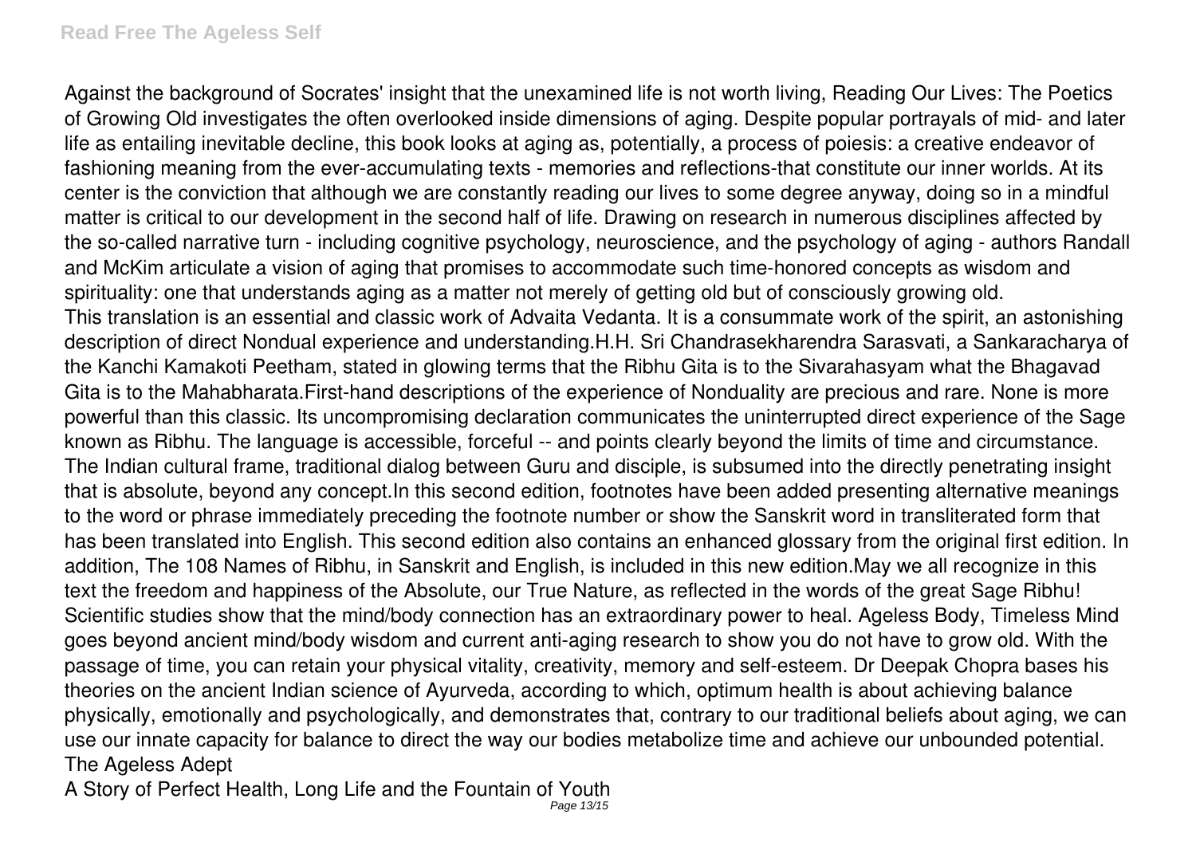Against the background of Socrates' insight that the unexamined life is not worth living, Reading Our Lives: The Poetics of Growing Old investigates the often overlooked inside dimensions of aging. Despite popular portrayals of mid- and later life as entailing inevitable decline, this book looks at aging as, potentially, a process of poiesis: a creative endeavor of fashioning meaning from the ever-accumulating texts - memories and reflections-that constitute our inner worlds. At its center is the conviction that although we are constantly reading our lives to some degree anyway, doing so in a mindful matter is critical to our development in the second half of life. Drawing on research in numerous disciplines affected by the so-called narrative turn - including cognitive psychology, neuroscience, and the psychology of aging - authors Randall and McKim articulate a vision of aging that promises to accommodate such time-honored concepts as wisdom and spirituality: one that understands aging as a matter not merely of getting old but of consciously growing old.

This translation is an essential and classic work of Advaita Vedanta. It is a consummate work of the spirit, an astonishing description of direct Nondual experience and understanding.H.H. Sri Chandrasekharendra Sarasvati, a Sankaracharya of the Kanchi Kamakoti Peetham, stated in glowing terms that the Ribhu Gita is to the Sivarahasyam what the Bhagavad Gita is to the Mahabharata.First-hand descriptions of the experience of Nonduality are precious and rare. None is more powerful than this classic. Its uncompromising declaration communicates the uninterrupted direct experience of the Sage known as Ribhu. The language is accessible, forceful -- and points clearly beyond the limits of time and circumstance. The Indian cultural frame, traditional dialog between Guru and disciple, is subsumed into the directly penetrating insight that is absolute, beyond any concept.In this second edition, footnotes have been added presenting alternative meanings to the word or phrase immediately preceding the footnote number or show the Sanskrit word in transliterated form that has been translated into English. This second edition also contains an enhanced glossary from the original first edition. In addition, The 108 Names of Ribhu, in Sanskrit and English, is included in this new edition.May we all recognize in this text the freedom and happiness of the Absolute, our True Nature, as reflected in the words of the great Sage Ribhu!

Scientific studies show that the mind/body connection has an extraordinary power to heal. Ageless Body, Timeless Mind goes beyond ancient mind/body wisdom and current anti-aging research to show you do not have to grow old. With the passage of time, you can retain your physical vitality, creativity, memory and self-esteem. Dr Deepak Chopra bases his theories on the ancient Indian science of Ayurveda, according to which, optimum health is about achieving balance physically, emotionally and psychologically, and demonstrates that, contrary to our traditional beliefs about aging, we can use our innate capacity for balance to direct the way our bodies metabolize time and achieve our unbounded potential.

The Ageless Adept

A Story of Perfect Health, Long Life and the Fountain of Youth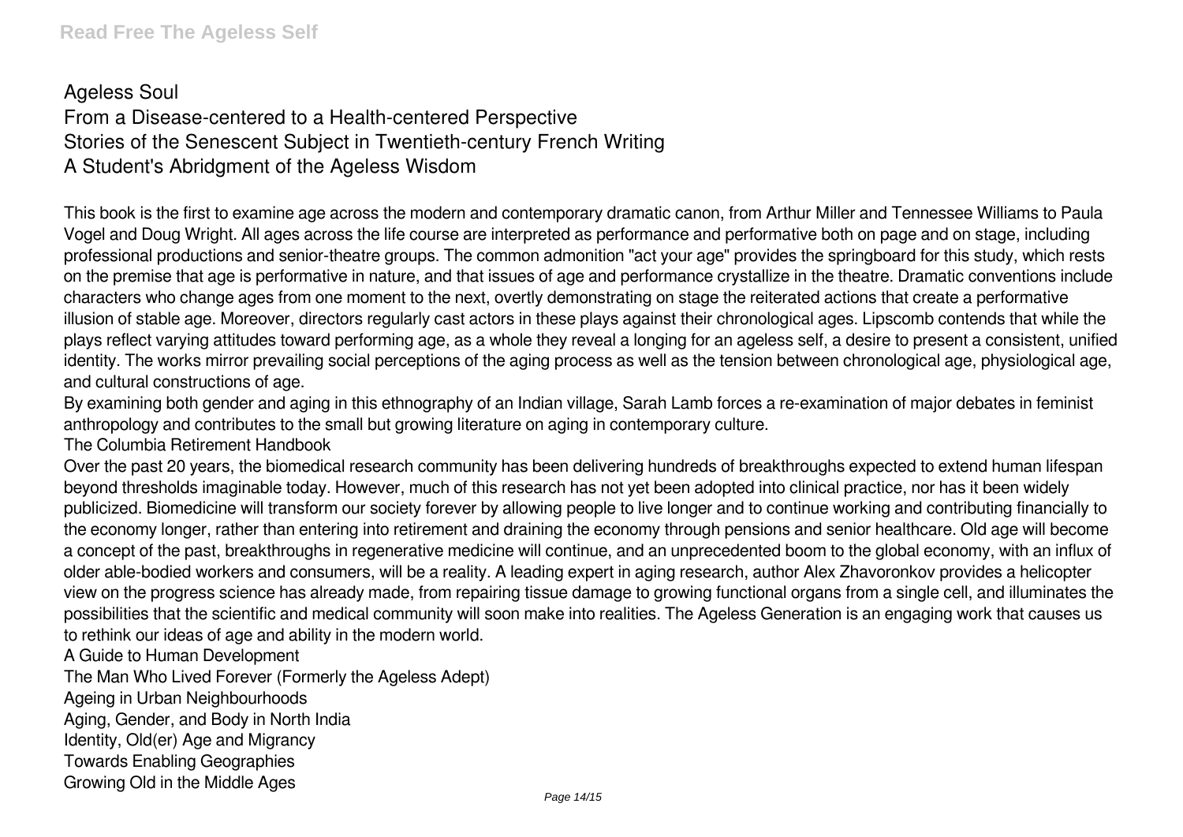Ageless Soul
From a Disease-centered to a Health-centered Perspective
Stories of the Senescent Subject in Twentieth-century French Writing
A Student's Abridgment of the Ageless Wisdom

This book is the first to examine age across the modern and contemporary dramatic canon, from Arthur Miller and Tennessee Williams to Paula Vogel and Doug Wright. All ages across the life course are interpreted as performance and performative both on page and on stage, including professional productions and senior-theatre groups. The common admonition "act your age" provides the springboard for this study, which rests on the premise that age is performative in nature, and that issues of age and performance crystallize in the theatre. Dramatic conventions include characters who change ages from one moment to the next, overtly demonstrating on stage the reiterated actions that create a performative illusion of stable age. Moreover, directors regularly cast actors in these plays against their chronological ages. Lipscomb contends that while the plays reflect varying attitudes toward performing age, as a whole they reveal a longing for an ageless self, a desire to present a consistent, unified identity. The works mirror prevailing social perceptions of the aging process as well as the tension between chronological age, physiological age, and cultural constructions of age.

By examining both gender and aging in this ethnography of an Indian village, Sarah Lamb forces a re-examination of major debates in feminist anthropology and contributes to the small but growing literature on aging in contemporary culture.

The Columbia Retirement Handbook

Over the past 20 years, the biomedical research community has been delivering hundreds of breakthroughs expected to extend human lifespan beyond thresholds imaginable today. However, much of this research has not yet been adopted into clinical practice, nor has it been widely publicized. Biomedicine will transform our society forever by allowing people to live longer and to continue working and contributing financially to the economy longer, rather than entering into retirement and draining the economy through pensions and senior healthcare. Old age will become a concept of the past, breakthroughs in regenerative medicine will continue, and an unprecedented boom to the global economy, with an influx of older able-bodied workers and consumers, will be a reality. A leading expert in aging research, author Alex Zhavoronkov provides a helicopter view on the progress science has already made, from repairing tissue damage to growing functional organs from a single cell, and illuminates the possibilities that the scientific and medical community will soon make into realities. The Ageless Generation is an engaging work that causes us to rethink our ideas of age and ability in the modern world.

A Guide to Human Development
The Man Who Lived Forever (Formerly the Ageless Adept)
Ageing in Urban Neighbourhoods
Aging, Gender, and Body in North India
Identity, Old(er) Age and Migrancy
Towards Enabling Geographies
Growing Old in the Middle Ages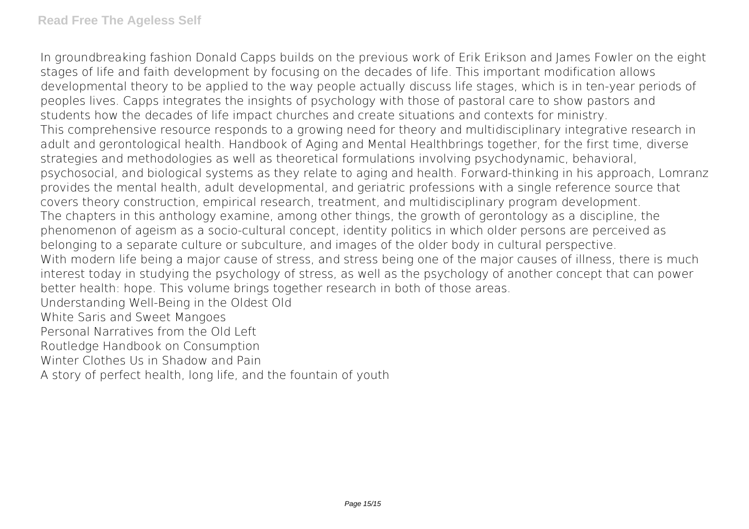In groundbreaking fashion Donald Capps builds on the previous work of Erik Erikson and James Fowler on the eight stages of life and faith development by focusing on the decades of life. This important modification allows developmental theory to be applied to the way people actually discuss life stages, which is in ten-year periods of peoples lives. Capps integrates the insights of psychology with those of pastoral care to show pastors and students how the decades of life impact churches and create situations and contexts for ministry.

This comprehensive resource responds to a growing need for theory and multidisciplinary integrative research in adult and gerontological health. Handbook of Aging and Mental Healthbrings together, for the first time, diverse strategies and methodologies as well as theoretical formulations involving psychodynamic, behavioral, psychosocial, and biological systems as they relate to aging and health. Forward-thinking in his approach, Lomranz provides the mental health, adult developmental, and geriatric professions with a single reference source that covers theory construction, empirical research, treatment, and multidisciplinary program development.

The chapters in this anthology examine, among other things, the growth of gerontology as a discipline, the phenomenon of ageism as a socio-cultural concept, identity politics in which older persons are perceived as belonging to a separate culture or subculture, and images of the older body in cultural perspective.

With modern life being a major cause of stress, and stress being one of the major causes of illness, there is much interest today in studying the psychology of stress, as well as the psychology of another concept that can power better health: hope. This volume brings together research in both of those areas.

Understanding Well-Being in the Oldest Old

White Saris and Sweet Mangoes

Personal Narratives from the Old Left

Routledge Handbook on Consumption

Winter Clothes Us in Shadow and Pain

A story of perfect health, long life, and the fountain of youth